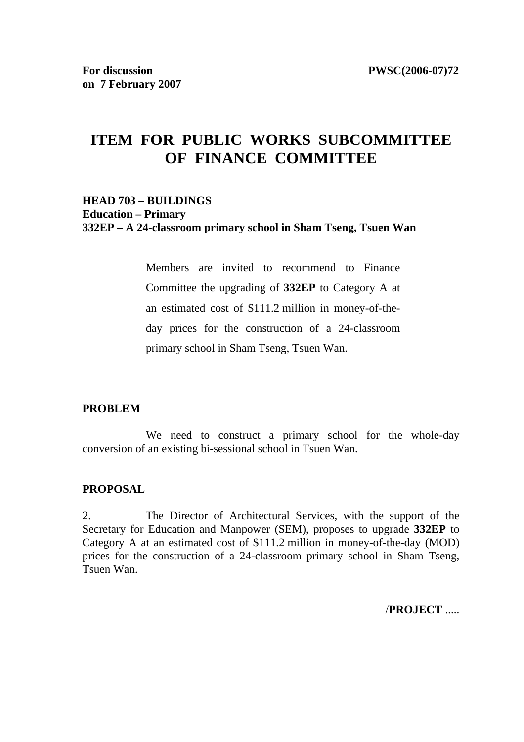**For discussion**
**on 7 February 2007**

**PWSC(2006-07)72**

# ITEM FOR PUBLIC WORKS SUBCOMMITTEE OF FINANCE COMMITTEE

**HEAD 703 – BUILDINGS**
**Education – Primary**
**332EP – A 24-classroom primary school in Sham Tseng, Tsuen Wan**

Members are invited to recommend to Finance Committee the upgrading of **332EP** to Category A at an estimated cost of $111.2 million in money-of-the-day prices for the construction of a 24-classroom primary school in Sham Tseng, Tsuen Wan.

**PROBLEM**

We need to construct a primary school for the whole-day conversion of an existing bi-sessional school in Tsuen Wan.

**PROPOSAL**

2. The Director of Architectural Services, with the support of the Secretary for Education and Manpower (SEM), proposes to upgrade **332EP** to Category A at an estimated cost of $111.2 million in money-of-the-day (MOD) prices for the construction of a 24-classroom primary school in Sham Tseng, Tsuen Wan.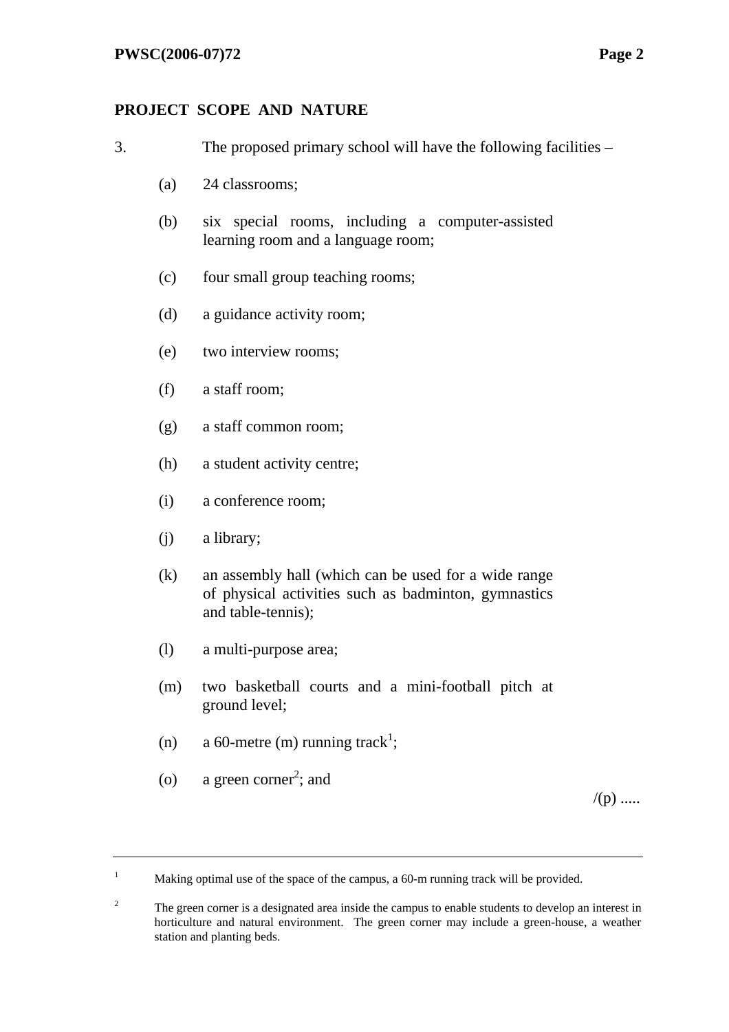## PROJECT SCOPE AND NATURE

3. The proposed primary school will have the following facilities –

(a) 24 classrooms;

(b) six special rooms, including a computer-assisted learning room and a language room;

(c) four small group teaching rooms;

(d) a guidance activity room;

(e) two interview rooms;

(f) a staff room;

(g) a staff common room;

(h) a student activity centre;

(i) a conference room;

(j) a library;

(k) an assembly hall (which can be used for a wide range of physical activities such as badminton, gymnastics and table-tennis);

(l) a multi-purpose area;

(m) two basketball courts and a mini-football pitch at ground level;

(n) a 60-metre (m) running track[1];

(o) a green corner[2]; and

/(p) .....

---

[1] Making optimal use of the space of the campus, a 60-m running track will be provided.

[2] The green corner is a designated area inside the campus to enable students to develop an interest in horticulture and natural environment. The green corner may include a green-house, a weather station and planting beds.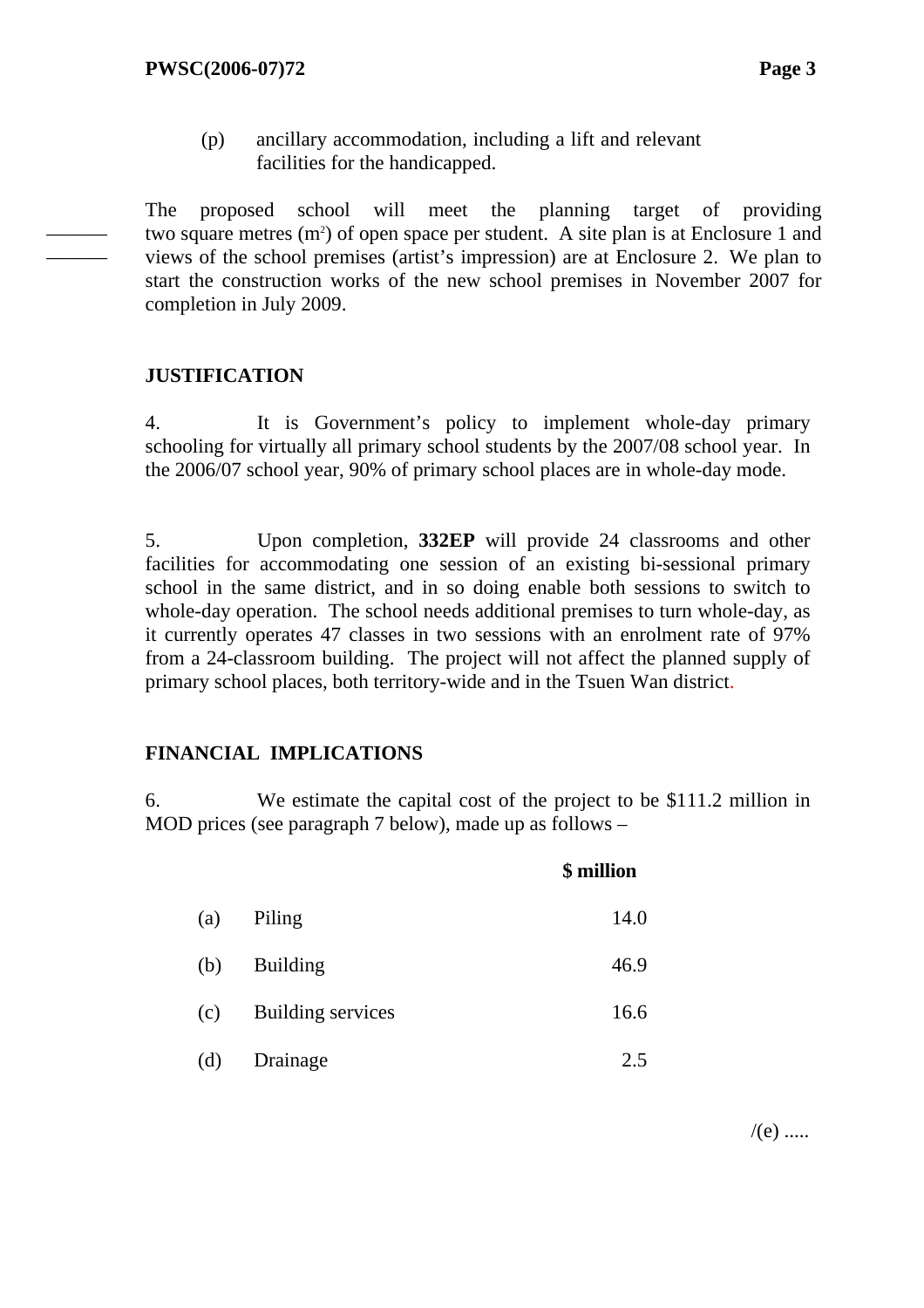(p) ancillary accommodation, including a lift and relevant facilities for the handicapped.

The proposed school will meet the planning target of providing two square metres ($m^2$) of open space per student. A site plan is at Enclosure 1 and views of the school premises (artist's impression) are at Enclosure 2. We plan to start the construction works of the new school premises in November 2007 for completion in July 2009.

## JUSTIFICATION

4. It is Government's policy to implement whole-day primary schooling for virtually all primary school students by the 2007/08 school year. In the 2006/07 school year, 90% of primary school places are in whole-day mode.

5. Upon completion, **332EP** will provide 24 classrooms and other facilities for accommodating one session of an existing bi-sessional primary school in the same district, and in so doing enable both sessions to switch to whole-day operation. The school needs additional premises to turn whole-day, as it currently operates 47 classes in two sessions with an enrolment rate of 97% from a 24-classroom building. The project will not affect the planned supply of primary school places, both territory-wide and in the Tsuen Wan district.

## FINANCIAL IMPLICATIONS

6. We estimate the capital cost of the project to be $111.2 million in MOD prices (see paragraph 7 below), made up as follows –

| | | **$ million** |
|---|---|---|
| (a) | Piling | 14.0 |
| (b) | Building | 46.9 |
| (c) | Building services | 16.6 |
| (d) | Drainage | 2.5 |

/(e) .....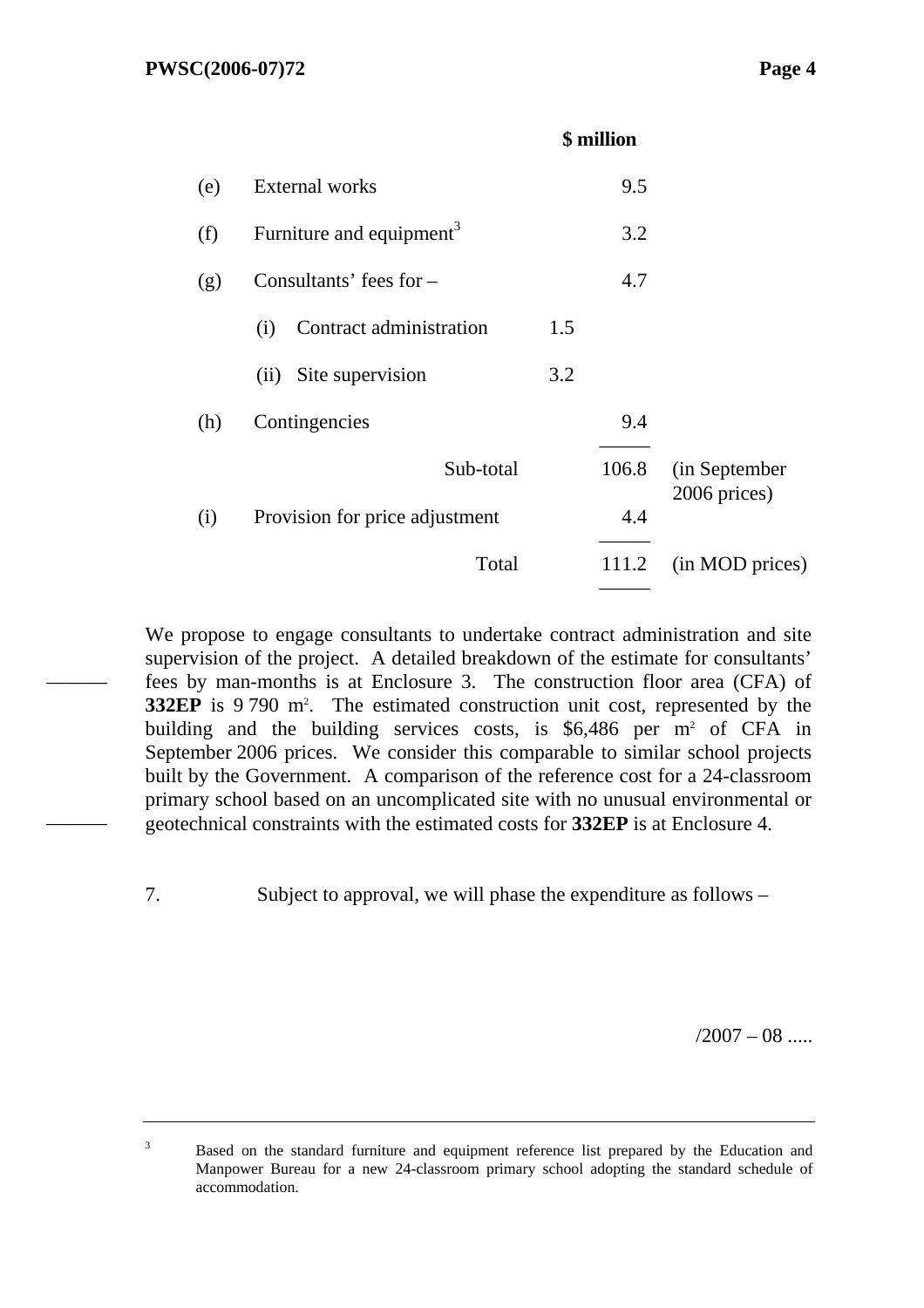| | | | $ million | |
|---|---|---|---|---|
| (e) | External works | | 9.5 | |
| (f) | Furniture and equipment[3] | | 3.2 | |
| (g) | Consultants' fees for – | | 4.7 | |
| | (i) Contract administration | 1.5 | | |
| | (ii) Site supervision | 3.2 | | |
| (h) | Contingencies | | 9.4 | |
| | Sub-total | | 106.8 | (in September 2006 prices) |
| (i) | Provision for price adjustment | | 4.4 | |
| | Total | | 111.2 | (in MOD prices) |

We propose to engage consultants to undertake contract administration and site supervision of the project. A detailed breakdown of the estimate for consultants' fees by man-months is at Enclosure 3. The construction floor area (CFA) of **332EP** is 9 790 $m^2$. The estimated construction unit cost, represented by the building and the building services costs, is $6,486 per $m^2$ of CFA in September 2006 prices. We consider this comparable to similar school projects built by the Government. A comparison of the reference cost for a 24-classroom primary school based on an uncomplicated site with no unusual environmental or geotechnical constraints with the estimated costs for **332EP** is at Enclosure 4.

7. Subject to approval, we will phase the expenditure as follows –

/2007 – 08 .....

---

[3] Based on the standard furniture and equipment reference list prepared by the Education and Manpower Bureau for a new 24-classroom primary school adopting the standard schedule of accommodation.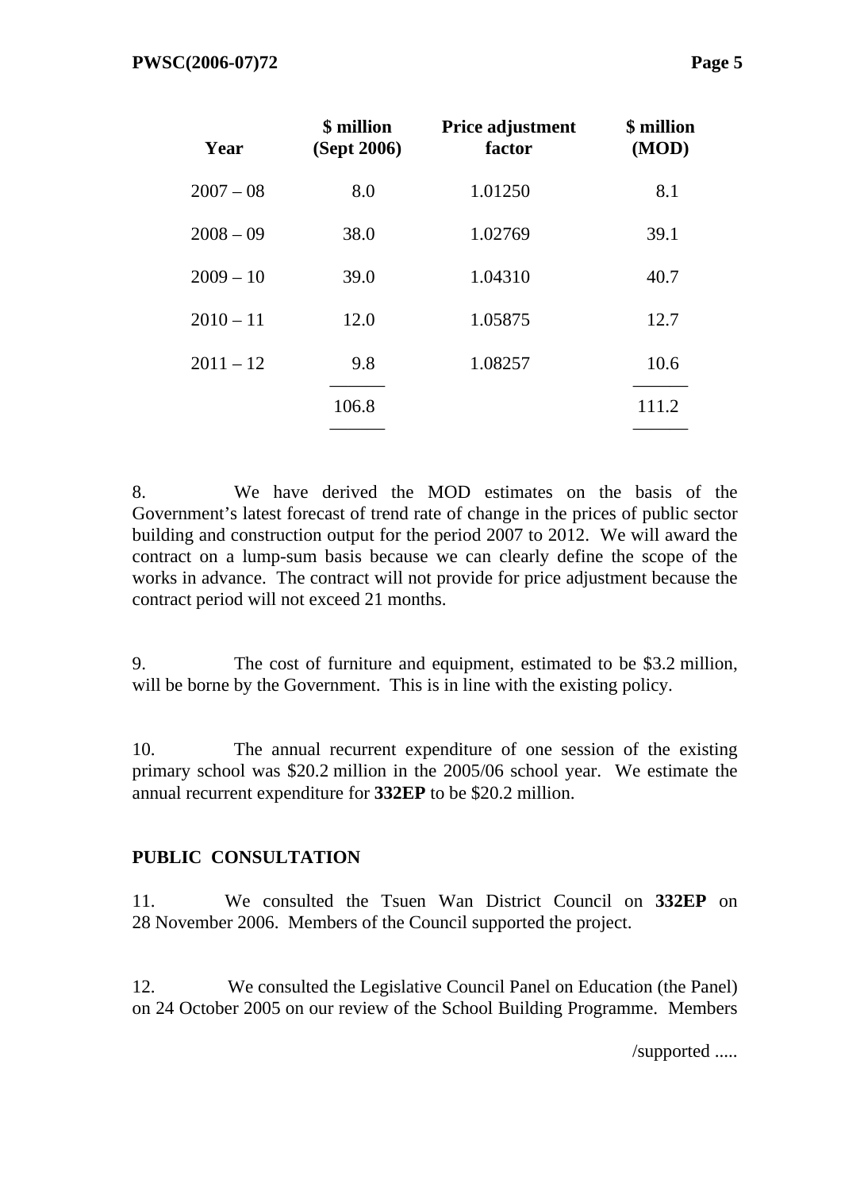| Year | $ million (Sept 2006) | Price adjustment factor | $ million (MOD) |
|---|---|---|---|
| 2007 – 08 | 8.0 | 1.01250 | 8.1 |
| 2008 – 09 | 38.0 | 1.02769 | 39.1 |
| 2009 – 10 | 39.0 | 1.04310 | 40.7 |
| 2010 – 11 | 12.0 | 1.05875 | 12.7 |
| 2011 – 12 | 9.8 | 1.08257 | 10.6 |
| | 106.8 | | 111.2 |

8. We have derived the MOD estimates on the basis of the Government's latest forecast of trend rate of change in the prices of public sector building and construction output for the period 2007 to 2012. We will award the contract on a lump-sum basis because we can clearly define the scope of the works in advance. The contract will not provide for price adjustment because the contract period will not exceed 21 months.

9. The cost of furniture and equipment, estimated to be $3.2 million, will be borne by the Government. This is in line with the existing policy.

10. The annual recurrent expenditure of one session of the existing primary school was $20.2 million in the 2005/06 school year. We estimate the annual recurrent expenditure for **332EP** to be $20.2 million.

## PUBLIC CONSULTATION

11. We consulted the Tsuen Wan District Council on **332EP** on 28 November 2006. Members of the Council supported the project.

12. We consulted the Legislative Council Panel on Education (the Panel) on 24 October 2005 on our review of the School Building Programme. Members

/supported .....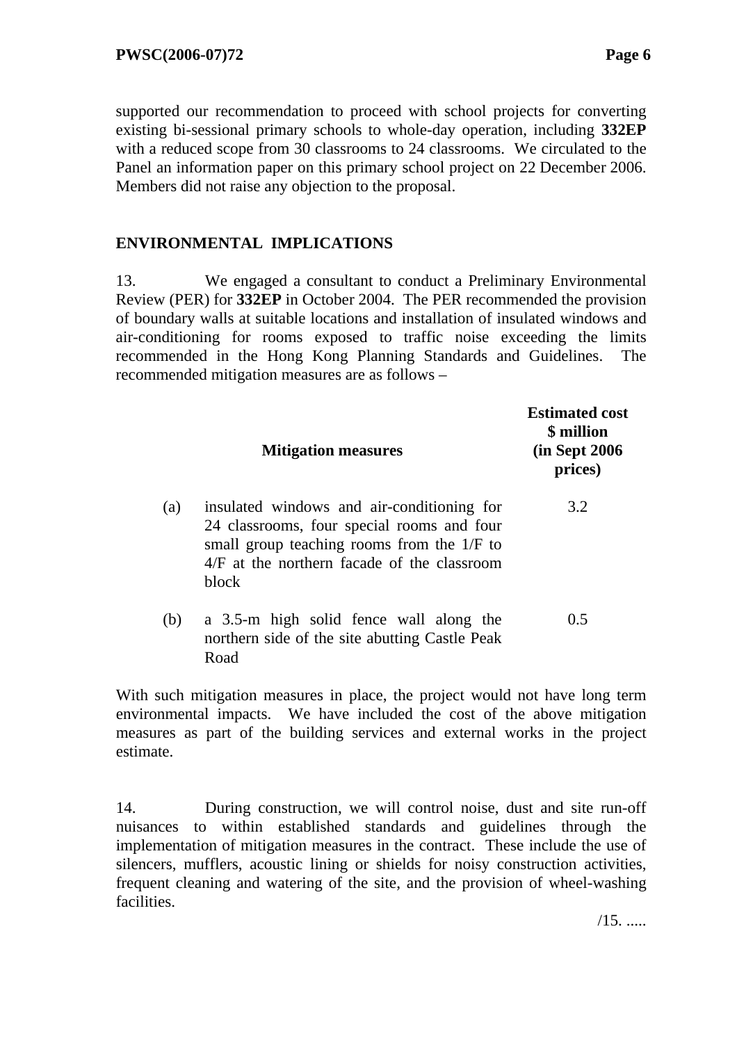supported our recommendation to proceed with school projects for converting existing bi-sessional primary schools to whole-day operation, including **332EP** with a reduced scope from 30 classrooms to 24 classrooms. We circulated to the Panel an information paper on this primary school project on 22 December 2006. Members did not raise any objection to the proposal.

## ENVIRONMENTAL IMPLICATIONS

13. We engaged a consultant to conduct a Preliminary Environmental Review (PER) for **332EP** in October 2004. The PER recommended the provision of boundary walls at suitable locations and installation of insulated windows and air-conditioning for rooms exposed to traffic noise exceeding the limits recommended in the Hong Kong Planning Standards and Guidelines. The recommended mitigation measures are as follows –

| | **Mitigation measures** | **Estimated cost $ million (in Sept 2006 prices)** |
|---|---|---|
| (a) | insulated windows and air-conditioning for 24 classrooms, four special rooms and four small group teaching rooms from the 1/F to 4/F at the northern facade of the classroom block | 3.2 |
| (b) | a 3.5-m high solid fence wall along the northern side of the site abutting Castle Peak Road | 0.5 |

With such mitigation measures in place, the project would not have long term environmental impacts. We have included the cost of the above mitigation measures as part of the building services and external works in the project estimate.

14. During construction, we will control noise, dust and site run-off nuisances to within established standards and guidelines through the implementation of mitigation measures in the contract. These include the use of silencers, mufflers, acoustic lining or shields for noisy construction activities, frequent cleaning and watering of the site, and the provision of wheel-washing facilities.

/15. .....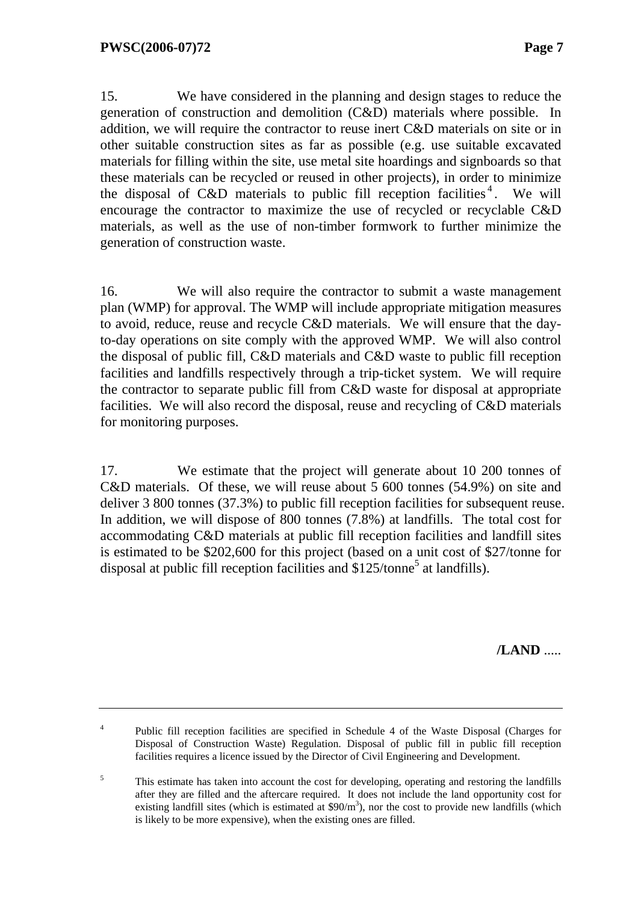15. We have considered in the planning and design stages to reduce the generation of construction and demolition (C&D) materials where possible. In addition, we will require the contractor to reuse inert C&D materials on site or in other suitable construction sites as far as possible (e.g. use suitable excavated materials for filling within the site, use metal site hoardings and signboards so that these materials can be recycled or reused in other projects), in order to minimize the disposal of C&D materials to public fill reception facilities[4]. We will encourage the contractor to maximize the use of recycled or recyclable C&D materials, as well as the use of non-timber formwork to further minimize the generation of construction waste.

16. We will also require the contractor to submit a waste management plan (WMP) for approval. The WMP will include appropriate mitigation measures to avoid, reduce, reuse and recycle C&D materials. We will ensure that the day-to-day operations on site comply with the approved WMP. We will also control the disposal of public fill, C&D materials and C&D waste to public fill reception facilities and landfills respectively through a trip-ticket system. We will require the contractor to separate public fill from C&D waste for disposal at appropriate facilities. We will also record the disposal, reuse and recycling of C&D materials for monitoring purposes.

17. We estimate that the project will generate about 10 200 tonnes of C&D materials. Of these, we will reuse about 5 600 tonnes (54.9%) on site and deliver 3 800 tonnes (37.3%) to public fill reception facilities for subsequent reuse. In addition, we will dispose of 800 tonnes (7.8%) at landfills. The total cost for accommodating C&D materials at public fill reception facilities and landfill sites is estimated to be $202,600 for this project (based on a unit cost of $27/tonne for disposal at public fill reception facilities and $125/tonne[5] at landfills).

/LAND .....

---

[4] Public fill reception facilities are specified in Schedule 4 of the Waste Disposal (Charges for Disposal of Construction Waste) Regulation. Disposal of public fill in public fill reception facilities requires a licence issued by the Director of Civil Engineering and Development.

[5] This estimate has taken into account the cost for developing, operating and restoring the landfills after they are filled and the aftercare required. It does not include the land opportunity cost for existing landfill sites (which is estimated at $90/m$^3$), nor the cost to provide new landfills (which is likely to be more expensive), when the existing ones are filled.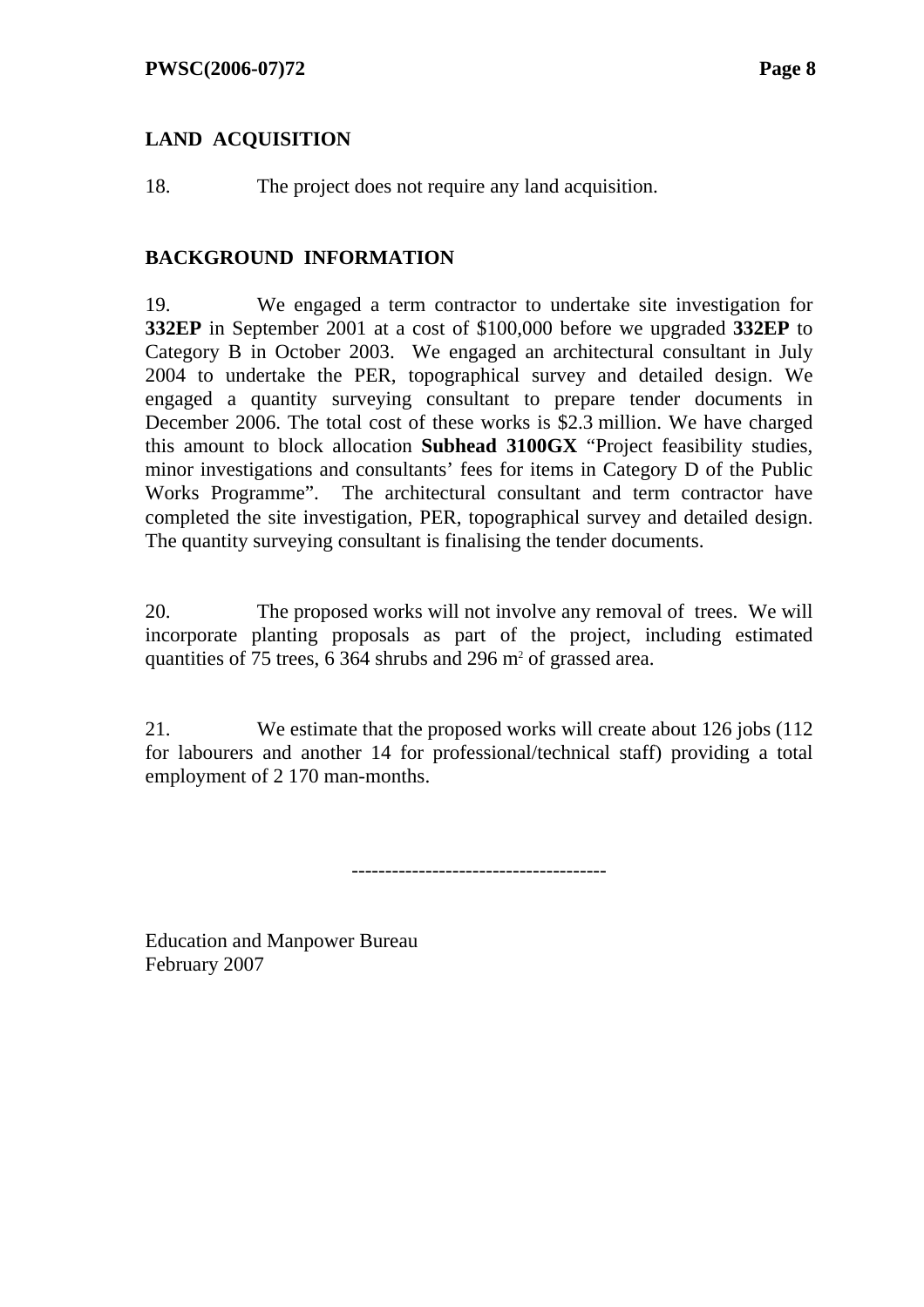## LAND ACQUISITION

18. The project does not require any land acquisition.

## BACKGROUND INFORMATION

19. We engaged a term contractor to undertake site investigation for **332EP** in September 2001 at a cost of $100,000 before we upgraded **332EP** to Category B in October 2003. We engaged an architectural consultant in July 2004 to undertake the PER, topographical survey and detailed design. We engaged a quantity surveying consultant to prepare tender documents in December 2006. The total cost of these works is $2.3 million. We have charged this amount to block allocation **Subhead 3100GX** "Project feasibility studies, minor investigations and consultants' fees for items in Category D of the Public Works Programme". The architectural consultant and term contractor have completed the site investigation, PER, topographical survey and detailed design. The quantity surveying consultant is finalising the tender documents.

20. The proposed works will not involve any removal of trees. We will incorporate planting proposals as part of the project, including estimated quantities of 75 trees, 6 364 shrubs and 296 $m^2$ of grassed area.

21. We estimate that the proposed works will create about 126 jobs (112 for labourers and another 14 for professional/technical staff) providing a total employment of 2 170 man-months.

--------------------------------------

Education and Manpower Bureau
February 2007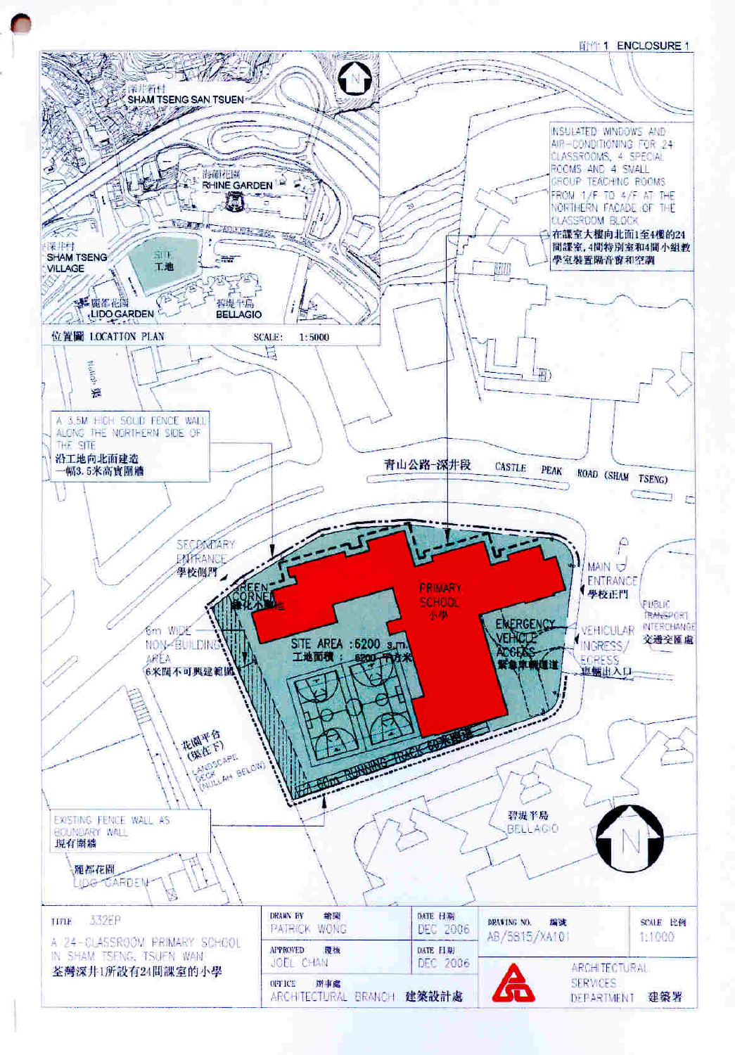附件 1 ENCLOSURE 1

位置圖 LOCATION PLAN SCALE: 1:5000

深井新村 SHAM TSENG SAN TSUEN

海韻花園 RHINE GARDEN

深井村 SHAM TSENG VILLAGE

SITE 工地

麗都花園 LIDO GARDEN

碧堤半島 BELLAGIO

INSULATED WINDOWS AND AIR-CONDITIONING FOR 24 CLASSROOMS, 4 SPECIAL ROOMS AND 4 SMALL GROUP TEACHING ROOMS FROM 1/F TO 4/F AT THE NORTHERN FACADE OF THE CLASSROOM BLOCK

在課室大樓向北面1至4樓的24間課室,4間特別室和4間小組教學室裝置隔音窗和空調

A 3.5M HIGH SOLID FENCE WALL ALONG THE NORTHERN SIDE OF THE SITE

沿工地向北面建造一幅3.5米高實圍牆

青山公路-深井段 CASTLE PEAK ROAD (SHAM TSENG)

SECONDARY ENTRANCE 學校側門

GREEN CORNER 綠化小園地

6m WIDE NON-BUILDING AREA 6米闊不可興建範圍

PRIMARY SCHOOL 小學

SITE AREA : 6200 s.m. 工地面積 : 6200 平方米

EMERGENCY VEHICLE ACCESS 緊急車輛通道

MAIN ENTRANCE 學校正門

PUBLIC TRANSPORT INTERCHANGE 交通交匯處

VEHICULAR INGRESS/EGRESS 車輛出入口

花園平台(渠在下) LANDSCAPE DECK (NULLAH BELOW)

N.A. 60m RUNNING TRACK 60米跑道

EXISTING FENCE WALL AS BOUNDARY WALL 現有圍牆

麗都花園 LIDO GARDEN

碧堤半島 BELLAGIO

| TITLE 332EP<br>A 24-CLASSROOM PRIMARY SCHOOL IN SHAM TSENG, TSUEN WAN<br>荃灣深井1所設有24間課室的小學 | DRAWN BY 繪圖 PATRICK WONG | DATE 日期 DEC 2006 | DRAWING NO. 編號 AB/5815/XA101 | SCALE 比例 1:1000 |
|---|---|---|---|---|
| | APPROVED 覆核 JOEL CHAN | DATE 日期 DEC 2006 | ARCHITECTURAL SERVICES DEPARTMENT 建築署 | |
| | OFFICE 辦事處 ARCHITECTURAL BRANCH 建築設計處 | | | |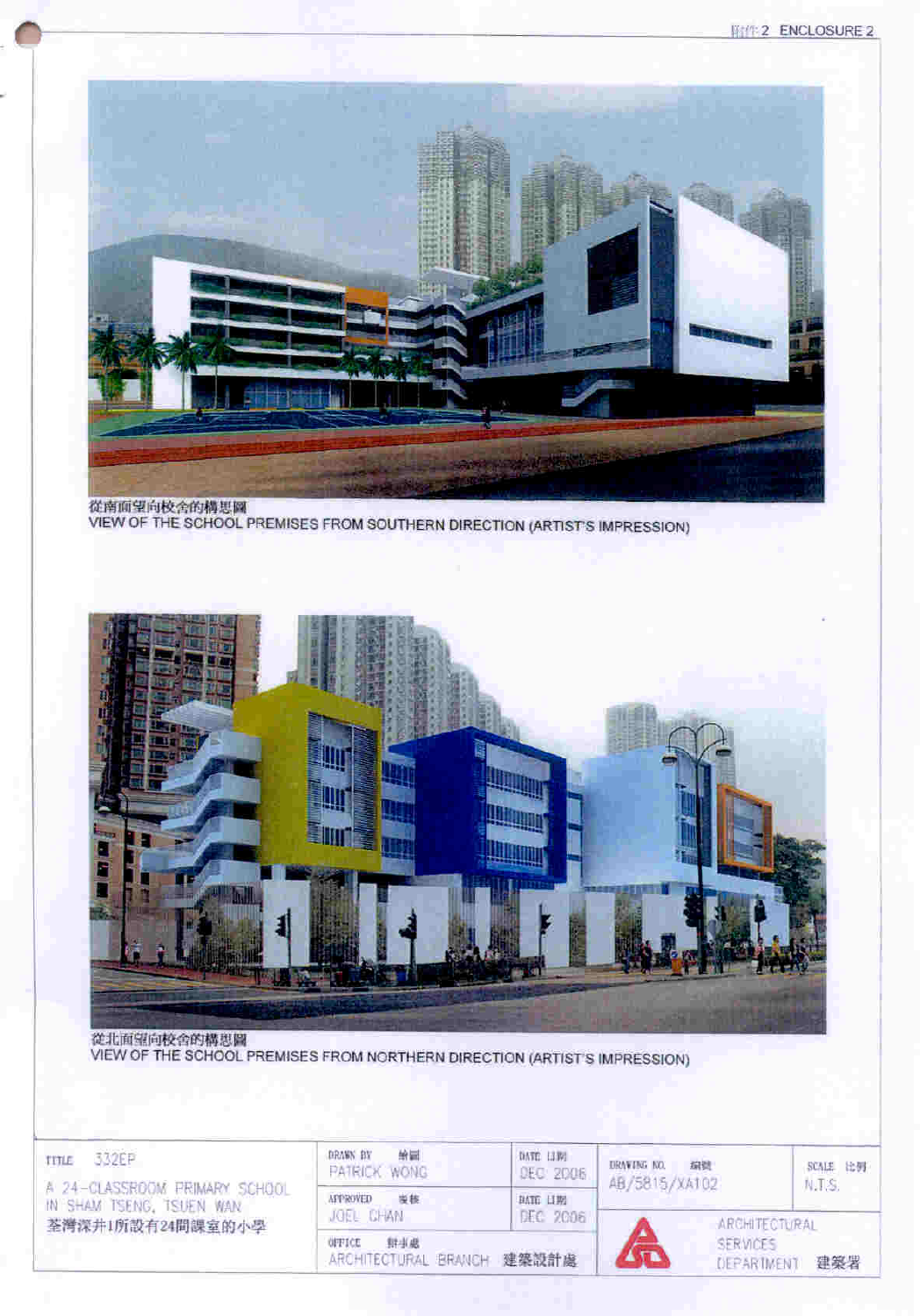附件2 ENCLOSURE 2

從南面望向校舍的構思圖
VIEW OF THE SCHOOL PREMISES FROM SOUTHERN DIRECTION (ARTIST'S IMPRESSION)

從北面望向校舍的構思圖
VIEW OF THE SCHOOL PREMISES FROM NORTHERN DIRECTION (ARTIST'S IMPRESSION)

| TITLE | DRAWN BY 繪圖 | DATE 日期 | DRAWING NO. 編號 | SCALE 比例 |
|---|---|---|---|---|
| 332EP<br>A 24-CLASSROOM PRIMARY SCHOOL IN SHAM TSENG, TSUEN WAN<br>荃灣深井1所設有24間課室的小學 | PATRICK WONG | DEC 2006 | AB/5815/XA102 | N.T.S. |
| | APPROVED 審核<br>JOEL CHAN | DATE 日期<br>DEC 2006 | ARCHITECTURAL SERVICES DEPARTMENT 建築署 | |
| | OFFICE 辦事處<br>ARCHITECTURAL BRANCH 建築設計處 | | | |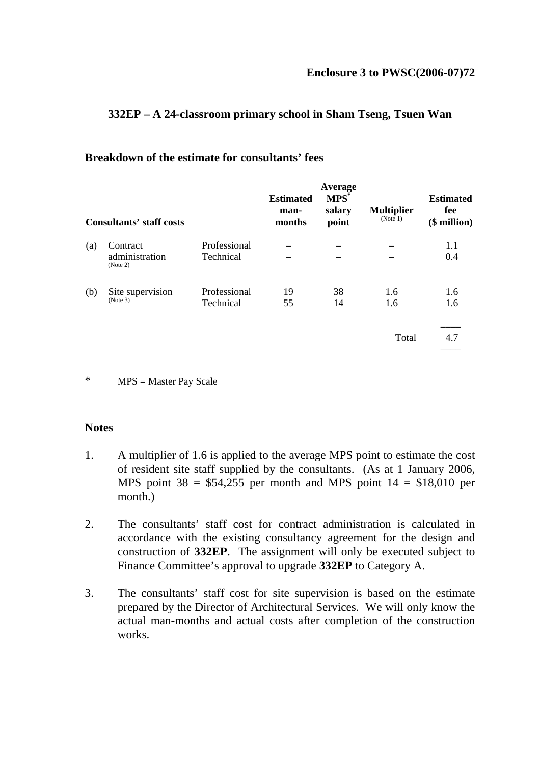**Enclosure 3 to PWSC(2006-07)72**

## 332EP – A 24-classroom primary school in Sham Tseng, Tsuen Wan

### Breakdown of the estimate for consultants' fees

| Consultants' staff costs | | | Estimated man-months | Average MPS* salary point | Multiplier (Note 1) | Estimated fee ($ million) |
|---|---|---|---|---|---|---|
| (a) | Contract administration (Note 2) | Professional | – | – | – | 1.1 |
| | | Technical | – | – | – | 0.4 |
| (b) | Site supervision (Note 3) | Professional | 19 | 38 | 1.6 | 1.6 |
| | | Technical | 55 | 14 | 1.6 | 1.6 |
| | | | | | Total | 4.7 |

\* MPS = Master Pay Scale

### Notes

1. A multiplier of 1.6 is applied to the average MPS point to estimate the cost of resident site staff supplied by the consultants. (As at 1 January 2006, MPS point 38 = $54,255 per month and MPS point 14 = $18,010 per month.)

2. The consultants' staff cost for contract administration is calculated in accordance with the existing consultancy agreement for the design and construction of **332EP**. The assignment will only be executed subject to Finance Committee's approval to upgrade **332EP** to Category A.

3. The consultants' staff cost for site supervision is based on the estimate prepared by the Director of Architectural Services. We will only know the actual man-months and actual costs after completion of the construction works.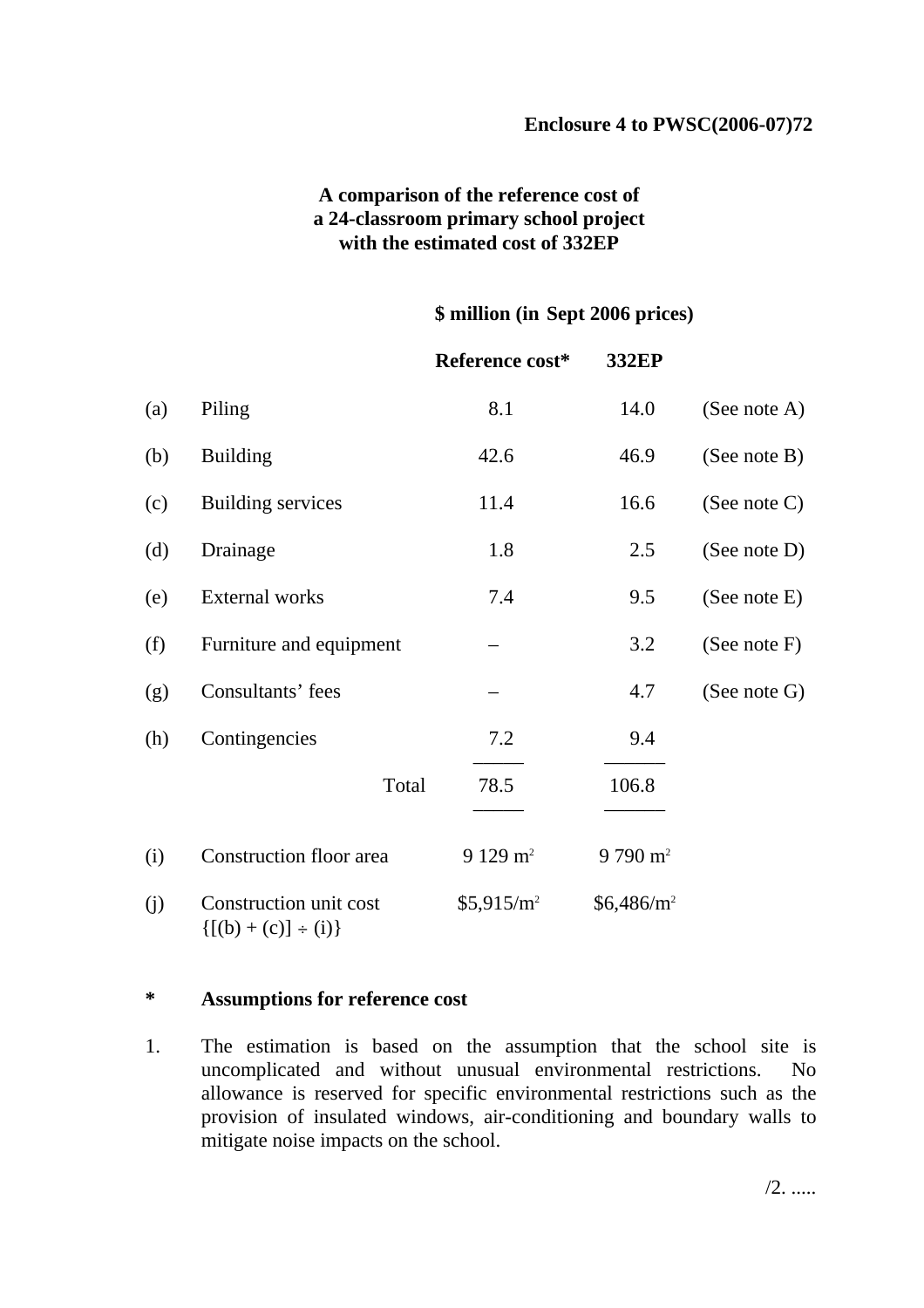**Enclosure 4 to PWSC(2006-07)72**

**A comparison of the reference cost of a 24-classroom primary school project with the estimated cost of 332EP**

| | | **\$ million (in Sept 2006 prices)** | | |
|---|---|---|---|---|
| | | **Reference cost*** | **332EP** | |
| (a) | Piling | 8.1 | 14.0 | (See note A) |
| (b) | Building | 42.6 | 46.9 | (See note B) |
| (c) | Building services | 11.4 | 16.6 | (See note C) |
| (d) | Drainage | 1.8 | 2.5 | (See note D) |
| (e) | External works | 7.4 | 9.5 | (See note E) |
| (f) | Furniture and equipment | – | 3.2 | (See note F) |
| (g) | Consultants' fees | – | 4.7 | (See note G) |
| (h) | Contingencies | 7.2 | 9.4 | |
| | Total | 78.5 | 106.8 | |
| (i) | Construction floor area | 9 129 $m^2$ | 9 790 $m^2$ | |
| (j) | Construction unit cost {[(b) + (c)] ÷ (i)} | \$5,915/$m^2$ | \$6,486/$m^2$ | |

\* **Assumptions for reference cost**

1. The estimation is based on the assumption that the school site is uncomplicated and without unusual environmental restrictions. No allowance is reserved for specific environmental restrictions such as the provision of insulated windows, air-conditioning and boundary walls to mitigate noise impacts on the school.

/2. .....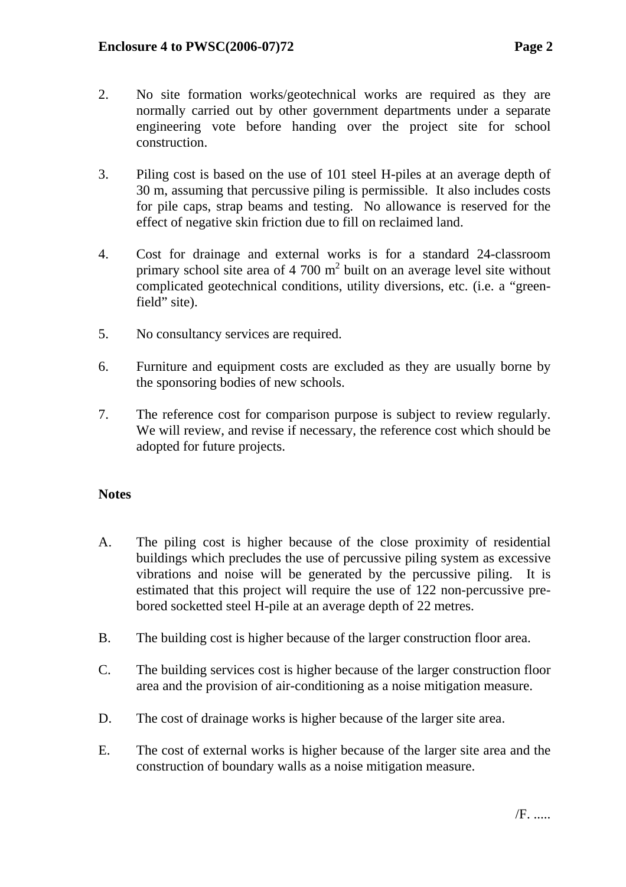2. No site formation works/geotechnical works are required as they are normally carried out by other government departments under a separate engineering vote before handing over the project site for school construction.

3. Piling cost is based on the use of 101 steel H-piles at an average depth of 30 m, assuming that percussive piling is permissible. It also includes costs for pile caps, strap beams and testing. No allowance is reserved for the effect of negative skin friction due to fill on reclaimed land.

4. Cost for drainage and external works is for a standard 24-classroom primary school site area of 4 700 $m^2$ built on an average level site without complicated geotechnical conditions, utility diversions, etc. (i.e. a "green-field" site).

5. No consultancy services are required.

6. Furniture and equipment costs are excluded as they are usually borne by the sponsoring bodies of new schools.

7. The reference cost for comparison purpose is subject to review regularly. We will review, and revise if necessary, the reference cost which should be adopted for future projects.

**Notes**

A. The piling cost is higher because of the close proximity of residential buildings which precludes the use of percussive piling system as excessive vibrations and noise will be generated by the percussive piling. It is estimated that this project will require the use of 122 non-percussive pre-bored socketted steel H-pile at an average depth of 22 metres.

B. The building cost is higher because of the larger construction floor area.

C. The building services cost is higher because of the larger construction floor area and the provision of air-conditioning as a noise mitigation measure.

D. The cost of drainage works is higher because of the larger site area.

E. The cost of external works is higher because of the larger site area and the construction of boundary walls as a noise mitigation measure.

/F. .....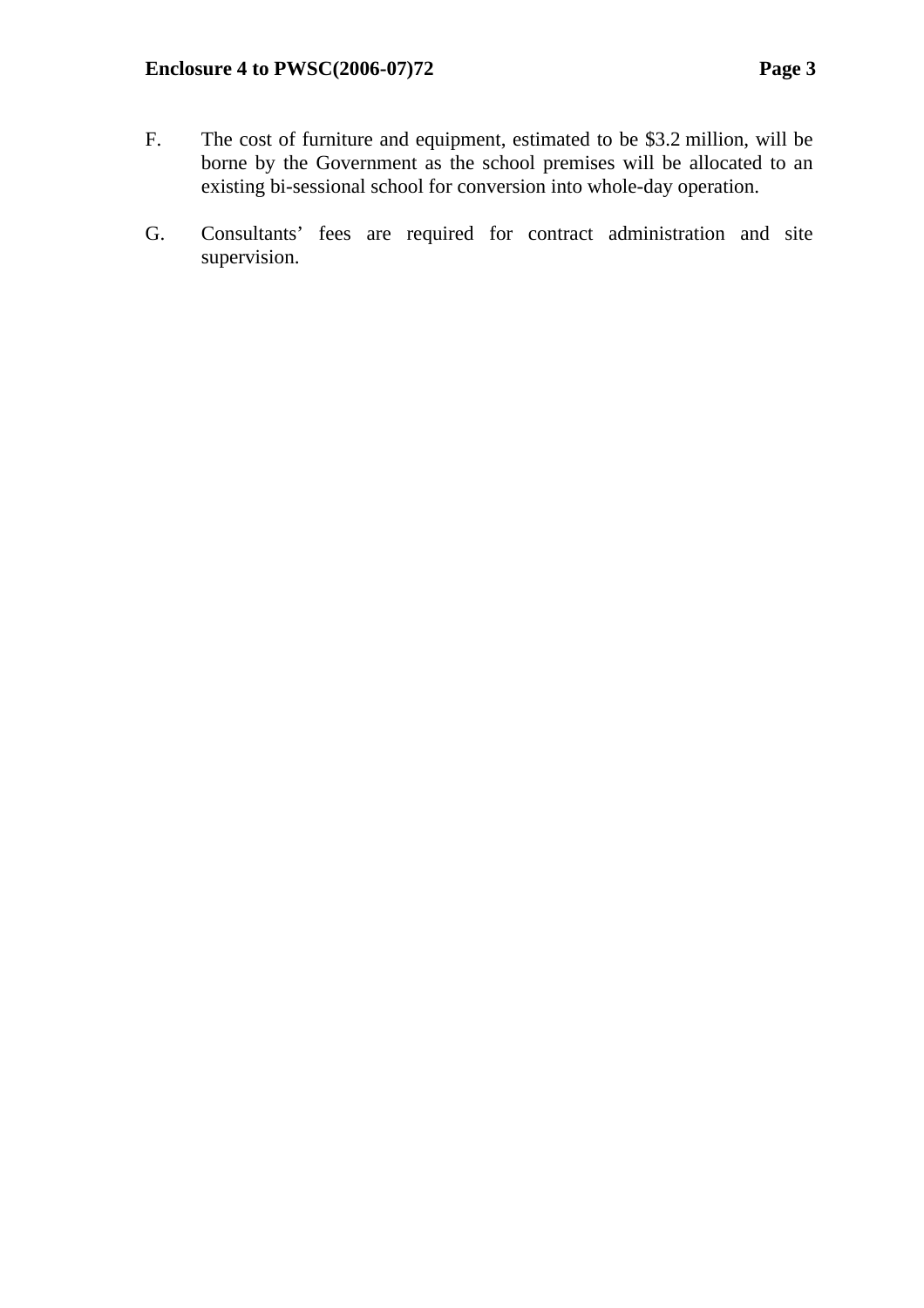F. The cost of furniture and equipment, estimated to be $3.2 million, will be borne by the Government as the school premises will be allocated to an existing bi-sessional school for conversion into whole-day operation.

G. Consultants' fees are required for contract administration and site supervision.